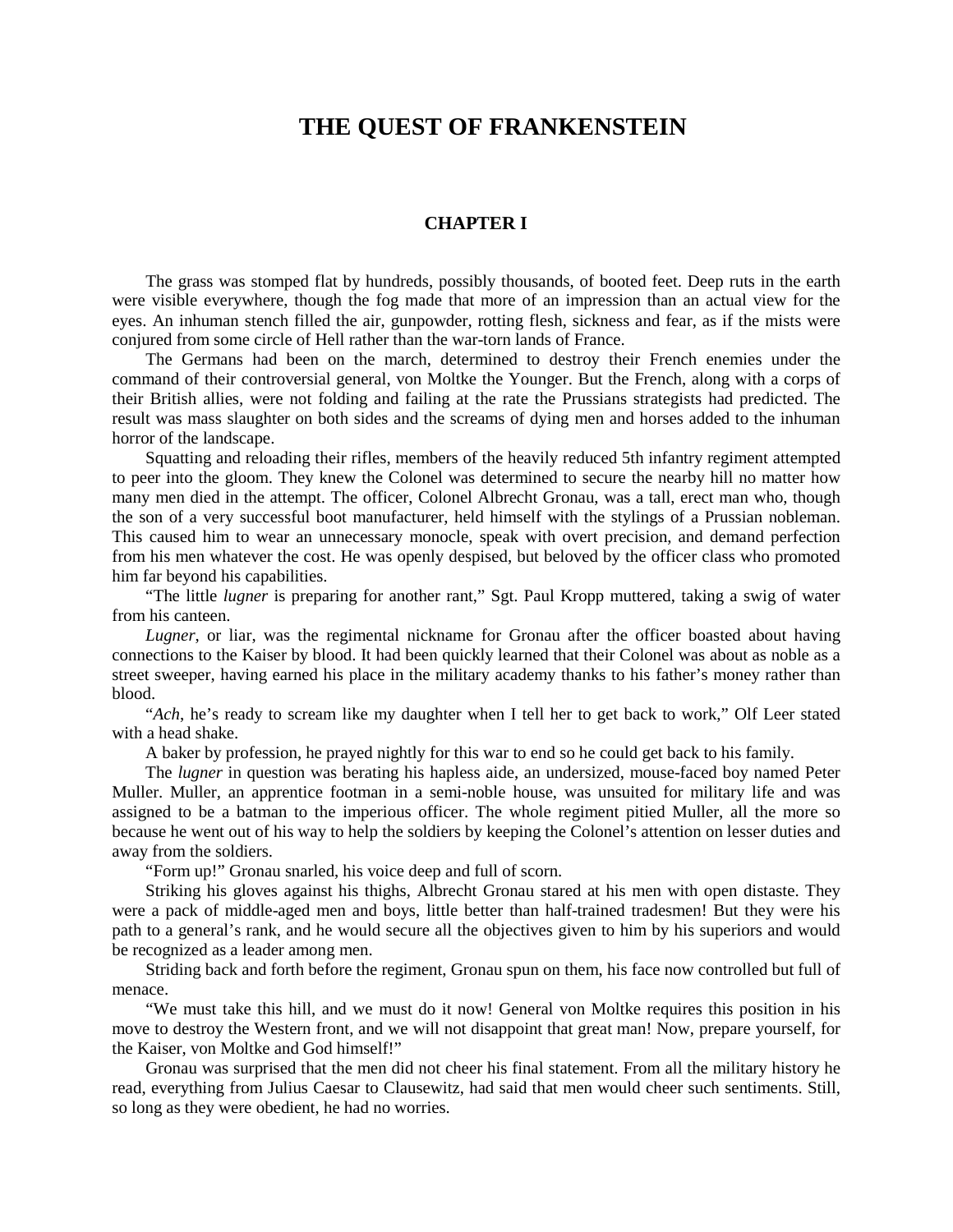# THE QUEST OF FRANKENSTEIN

## CHAPTER I

The grass was stomped flat by hundreds, possibly thousands, of booted feet. Deep ruts in the earth were visible everywhere, though the fog made that more of an impression than an actual view for the eyes. An inhuman stench filled the air, gunpowder, rotting flesh, sickness and fear, as if the mists were conjured from some circle of Hell rather than the war-torn lands of France.

The Germans had been on the march, determined to destroy their French enemies under the command of their controversial general, von Moltke the Younger. But the French, along with a corps of their British allies, were not folding and failing at the rate the Prussians strategists had predicted. The result was mass slaughter on both sides and the screams of dying men and horses added to the inhuman horror of the landscape.

Squatting and reloading their rifles, members of the heavily reduced 5th infantry regiment attempted to peer into the gloom. They knew the Colonel was determined to secure the nearby hill no matter how many men died in the attempt. The officer, Colonel Albrecht Gronau, was a tall, erect man who, though the son of a very successful boot manufacturer, held himself with the stylings of a Prussian nobleman. This caused him to wear an unnecessary monocle, speak with overt precision, and demand perfection from his men whatever the cost. He was openly despised, but beloved by the officer class who promoted him far beyond his capabilities.

"The little *lugner* is preparing for another rant," Sgt. Paul Kropp muttered, taking a swig of water from his canteen.

*Lugner*, or liar, was the regimental nickname for Gronau after the officer boasted about having connections to the Kaiser by blood. It had been quickly learned that their Colonel was about as noble as a street sweeper, having earned his place in the military academy thanks to his father's money rather than blood.

"*Ach*, he's ready to scream like my daughter when I tell her to get back to work," Olf Leer stated with a head shake.

A baker by profession, he prayed nightly for this war to end so he could get back to his family.

The *lugner* in question was berating his hapless aide, an undersized, mouse-faced boy named Peter Muller. Muller, an apprentice footman in a semi-noble house, was unsuited for military life and was assigned to be a batman to the imperious officer. The whole regiment pitied Muller, all the more so because he went out of his way to help the soldiers by keeping the Colonel's attention on lesser duties and away from the soldiers.

"Form up!" Gronau snarled, his voice deep and full of scorn.

Striking his gloves against his thighs, Albrecht Gronau stared at his men with open distaste. They were a pack of middle-aged men and boys, little better than half-trained tradesmen! But they were his path to a general's rank, and he would secure all the objectives given to him by his superiors and would be recognized as a leader among men.

Striding back and forth before the regiment, Gronau spun on them, his face now controlled but full of menace.

"We must take this hill, and we must do it now! General von Moltke requires this position in his move to destroy the Western front, and we will not disappoint that great man! Now, prepare yourself, for the Kaiser, von Moltke and God himself!"

Gronau was surprised that the men did not cheer his final statement. From all the military history he read, everything from Julius Caesar to Clausewitz, had said that men would cheer such sentiments. Still, so long as they were obedient, he had no worries.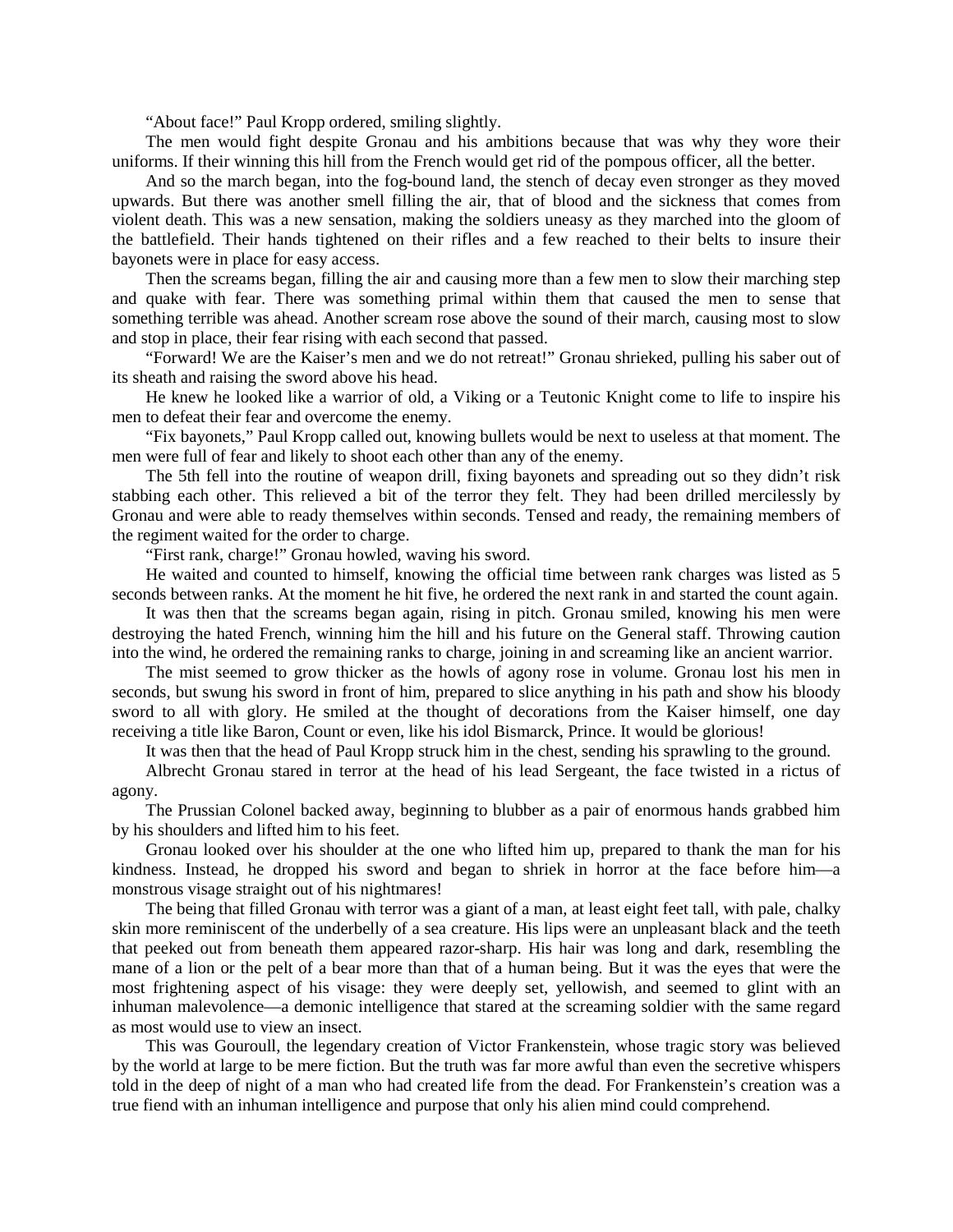"About face!" Paul Kropp ordered, smiling slightly.

The men would fight despite Gronau and his ambitions because that was why they wore their uniforms. If their winning this hill from the French would get rid of the pompous officer, all the better.

And so the march began, into the fog-bound land, the stench of decay even stronger as they moved upwards. But there was another smell filling the air, that of blood and the sickness that comes from violent death. This was a new sensation, making the soldiers uneasy as they marched into the gloom of the battlefield. Their hands tightened on their rifles and a few reached to their belts to insure their bayonets were in place for easy access.

Then the screams began, filling the air and causing more than a few men to slow their marching step and quake with fear. There was something primal within them that caused the men to sense that something terrible was ahead. Another scream rose above the sound of their march, causing most to slow and stop in place, their fear rising with each second that passed.

"Forward! We are the Kaiser's men and we do not retreat!" Gronau shrieked, pulling his saber out of its sheath and raising the sword above his head.

He knew he looked like a warrior of old, a Viking or a Teutonic Knight come to life to inspire his men to defeat their fear and overcome the enemy.

"Fix bayonets," Paul Kropp called out, knowing bullets would be next to useless at that moment. The men were full of fear and likely to shoot each other than any of the enemy.

The 5th fell into the routine of weapon drill, fixing bayonets and spreading out so they didn't risk stabbing each other. This relieved a bit of the terror they felt. They had been drilled mercilessly by Gronau and were able to ready themselves within seconds. Tensed and ready, the remaining members of the regiment waited for the order to charge.

"First rank, charge!" Gronau howled, waving his sword.

He waited and counted to himself, knowing the official time between rank charges was listed as 5 seconds between ranks. At the moment he hit five, he ordered the next rank in and started the count again.

It was then that the screams began again, rising in pitch. Gronau smiled, knowing his men were destroying the hated French, winning him the hill and his future on the General staff. Throwing caution into the wind, he ordered the remaining ranks to charge, joining in and screaming like an ancient warrior.

The mist seemed to grow thicker as the howls of agony rose in volume. Gronau lost his men in seconds, but swung his sword in front of him, prepared to slice anything in his path and show his bloody sword to all with glory. He smiled at the thought of decorations from the Kaiser himself, one day receiving a title like Baron, Count or even, like his idol Bismarck, Prince. It would be glorious!

It was then that the head of Paul Kropp struck him in the chest, sending his sprawling to the ground.

Albrecht Gronau stared in terror at the head of his lead Sergeant, the face twisted in a rictus of agony.

The Prussian Colonel backed away, beginning to blubber as a pair of enormous hands grabbed him by his shoulders and lifted him to his feet.

Gronau looked over his shoulder at the one who lifted him up, prepared to thank the man for his kindness. Instead, he dropped his sword and began to shriek in horror at the face before him—a monstrous visage straight out of his nightmares!

The being that filled Gronau with terror was a giant of a man, at least eight feet tall, with pale, chalky skin more reminiscent of the underbelly of a sea creature. His lips were an unpleasant black and the teeth that peeked out from beneath them appeared razor-sharp. His hair was long and dark, resembling the mane of a lion or the pelt of a bear more than that of a human being. But it was the eyes that were the most frightening aspect of his visage: they were deeply set, yellowish, and seemed to glint with an inhuman malevolence—a demonic intelligence that stared at the screaming soldier with the same regard as most would use to view an insect.

This was Gouroull, the legendary creation of Victor Frankenstein, whose tragic story was believed by the world at large to be mere fiction. But the truth was far more awful than even the secretive whispers told in the deep of night of a man who had created life from the dead. For Frankenstein's creation was a true fiend with an inhuman intelligence and purpose that only his alien mind could comprehend.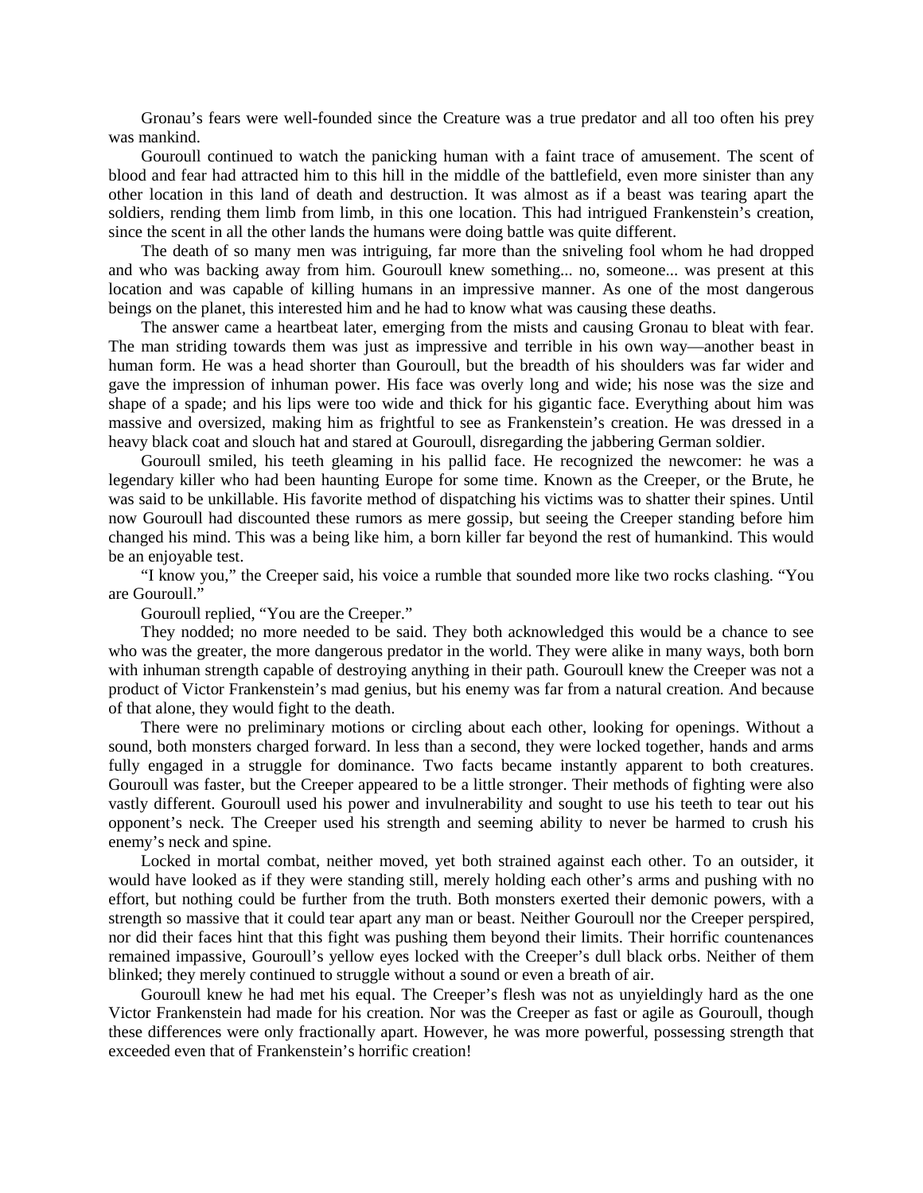Gronau's fears were well-founded since the Creature was a true predator and all too often his prey was mankind.

Gouroull continued to watch the panicking human with a faint trace of amusement. The scent of blood and fear had attracted him to this hill in the middle of the battlefield, even more sinister than any other location in this land of death and destruction. It was almost as if a beast was tearing apart the soldiers, rending them limb from limb, in this one location. This had intrigued Frankenstein's creation, since the scent in all the other lands the humans were doing battle was quite different.

The death of so many men was intriguing, far more than the sniveling fool whom he had dropped and who was backing away from him. Gouroull knew something... no, someone... was present at this location and was capable of killing humans in an impressive manner. As one of the most dangerous beings on the planet, this interested him and he had to know what was causing these deaths.

The answer came a heartbeat later, emerging from the mists and causing Gronau to bleat with fear. The man striding towards them was just as impressive and terrible in his own way—another beast in human form. He was a head shorter than Gouroull, but the breadth of his shoulders was far wider and gave the impression of inhuman power. His face was overly long and wide; his nose was the size and shape of a spade; and his lips were too wide and thick for his gigantic face. Everything about him was massive and oversized, making him as frightful to see as Frankenstein's creation. He was dressed in a heavy black coat and slouch hat and stared at Gouroull, disregarding the jabbering German soldier.

Gouroull smiled, his teeth gleaming in his pallid face. He recognized the newcomer: he was a legendary killer who had been haunting Europe for some time. Known as the Creeper, or the Brute, he was said to be unkillable. His favorite method of dispatching his victims was to shatter their spines. Until now Gouroull had discounted these rumors as mere gossip, but seeing the Creeper standing before him changed his mind. This was a being like him, a born killer far beyond the rest of humankind. This would be an enjoyable test.

"I know you," the Creeper said, his voice a rumble that sounded more like two rocks clashing. "You are Gouroull."

Gouroull replied, "You are the Creeper."

They nodded; no more needed to be said. They both acknowledged this would be a chance to see who was the greater, the more dangerous predator in the world. They were alike in many ways, both born with inhuman strength capable of destroying anything in their path. Gouroull knew the Creeper was not a product of Victor Frankenstein's mad genius, but his enemy was far from a natural creation. And because of that alone, they would fight to the death.

There were no preliminary motions or circling about each other, looking for openings. Without a sound, both monsters charged forward. In less than a second, they were locked together, hands and arms fully engaged in a struggle for dominance. Two facts became instantly apparent to both creatures. Gouroull was faster, but the Creeper appeared to be a little stronger. Their methods of fighting were also vastly different. Gouroull used his power and invulnerability and sought to use his teeth to tear out his opponent's neck. The Creeper used his strength and seeming ability to never be harmed to crush his enemy's neck and spine.

Locked in mortal combat, neither moved, yet both strained against each other. To an outsider, it would have looked as if they were standing still, merely holding each other's arms and pushing with no effort, but nothing could be further from the truth. Both monsters exerted their demonic powers, with a strength so massive that it could tear apart any man or beast. Neither Gouroull nor the Creeper perspired, nor did their faces hint that this fight was pushing them beyond their limits. Their horrific countenances remained impassive, Gouroull's yellow eyes locked with the Creeper's dull black orbs. Neither of them blinked; they merely continued to struggle without a sound or even a breath of air.

Gouroull knew he had met his equal. The Creeper's flesh was not as unyieldingly hard as the one Victor Frankenstein had made for his creation. Nor was the Creeper as fast or agile as Gouroull, though these differences were only fractionally apart. However, he was more powerful, possessing strength that exceeded even that of Frankenstein's horrific creation!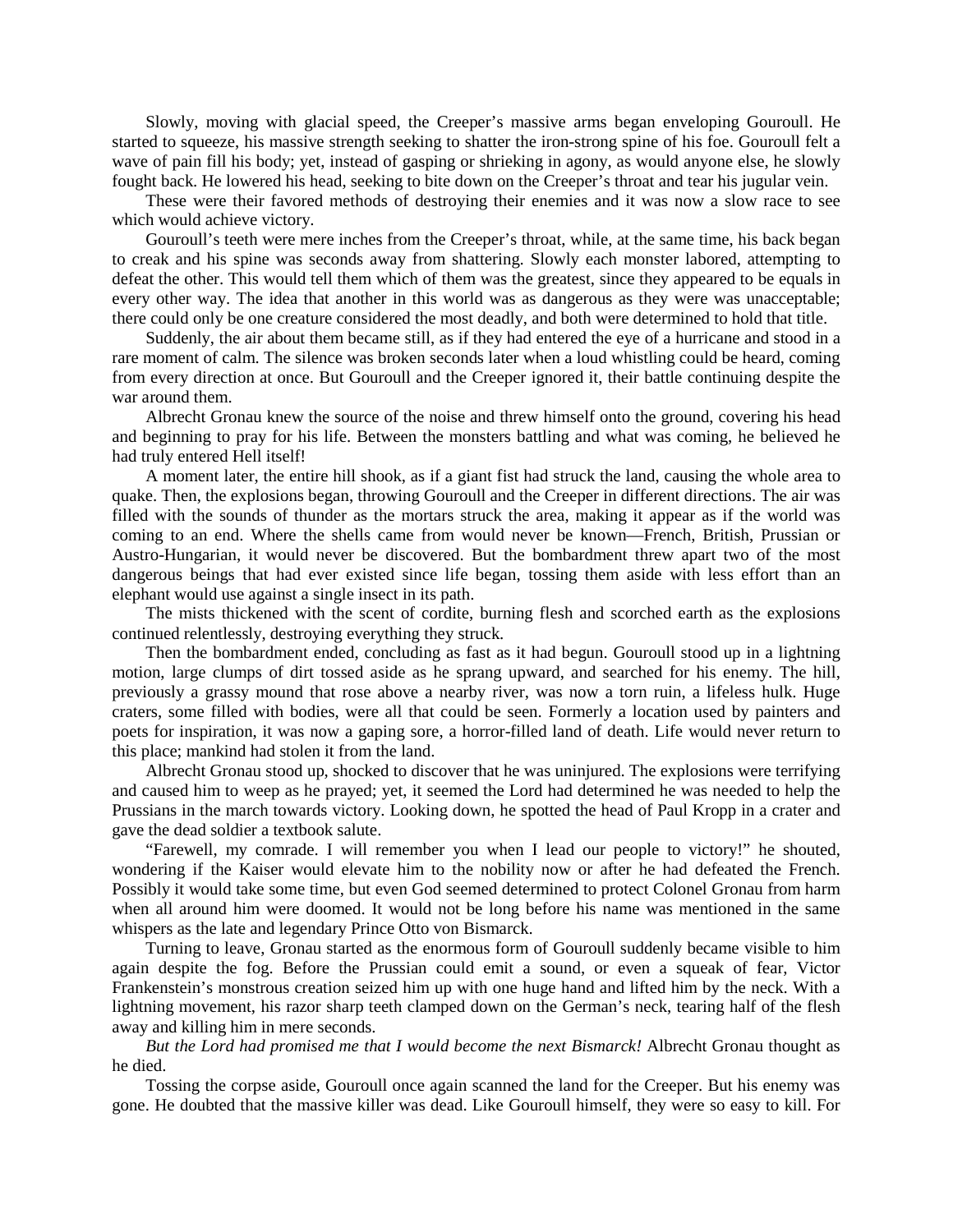Slowly, moving with glacial speed, the Creeper's massive arms began enveloping Gouroull. He started to squeeze, his massive strength seeking to shatter the iron-strong spine of his foe. Gouroull felt a wave of pain fill his body; yet, instead of gasping or shrieking in agony, as would anyone else, he slowly fought back. He lowered his head, seeking to bite down on the Creeper's throat and tear his jugular vein.

These were their favored methods of destroying their enemies and it was now a slow race to see which would achieve victory.

Gouroull's teeth were mere inches from the Creeper's throat, while, at the same time, his back began to creak and his spine was seconds away from shattering. Slowly each monster labored, attempting to defeat the other. This would tell them which of them was the greatest, since they appeared to be equals in every other way. The idea that another in this world was as dangerous as they were was unacceptable; there could only be one creature considered the most deadly, and both were determined to hold that title.

Suddenly, the air about them became still, as if they had entered the eye of a hurricane and stood in a rare moment of calm. The silence was broken seconds later when a loud whistling could be heard, coming from every direction at once. But Gouroull and the Creeper ignored it, their battle continuing despite the war around them.

Albrecht Gronau knew the source of the noise and threw himself onto the ground, covering his head and beginning to pray for his life. Between the monsters battling and what was coming, he believed he had truly entered Hell itself!

A moment later, the entire hill shook, as if a giant fist had struck the land, causing the whole area to quake. Then, the explosions began, throwing Gouroull and the Creeper in different directions. The air was filled with the sounds of thunder as the mortars struck the area, making it appear as if the world was coming to an end. Where the shells came from would never be known—French, British, Prussian or Austro-Hungarian, it would never be discovered. But the bombardment threw apart two of the most dangerous beings that had ever existed since life began, tossing them aside with less effort than an elephant would use against a single insect in its path.

The mists thickened with the scent of cordite, burning flesh and scorched earth as the explosions continued relentlessly, destroying everything they struck.

Then the bombardment ended, concluding as fast as it had begun. Gouroull stood up in a lightning motion, large clumps of dirt tossed aside as he sprang upward, and searched for his enemy. The hill, previously a grassy mound that rose above a nearby river, was now a torn ruin, a lifeless hulk. Huge craters, some filled with bodies, were all that could be seen. Formerly a location used by painters and poets for inspiration, it was now a gaping sore, a horror-filled land of death. Life would never return to this place; mankind had stolen it from the land.

Albrecht Gronau stood up, shocked to discover that he was uninjured. The explosions were terrifying and caused him to weep as he prayed; yet, it seemed the Lord had determined he was needed to help the Prussians in the march towards victory. Looking down, he spotted the head of Paul Kropp in a crater and gave the dead soldier a textbook salute.

"Farewell, my comrade. I will remember you when I lead our people to victory!" he shouted, wondering if the Kaiser would elevate him to the nobility now or after he had defeated the French. Possibly it would take some time, but even God seemed determined to protect Colonel Gronau from harm when all around him were doomed. It would not be long before his name was mentioned in the same whispers as the late and legendary Prince Otto von Bismarck.

Turning to leave, Gronau started as the enormous form of Gouroull suddenly became visible to him again despite the fog. Before the Prussian could emit a sound, or even a squeak of fear, Victor Frankenstein's monstrous creation seized him up with one huge hand and lifted him by the neck. With a lightning movement, his razor sharp teeth clamped down on the German's neck, tearing half of the flesh away and killing him in mere seconds.

*But the Lord had promised me that I would become the next Bismarck!* Albrecht Gronau thought as he died.

Tossing the corpse aside, Gouroull once again scanned the land for the Creeper. But his enemy was gone. He doubted that the massive killer was dead. Like Gouroull himself, they were so easy to kill. For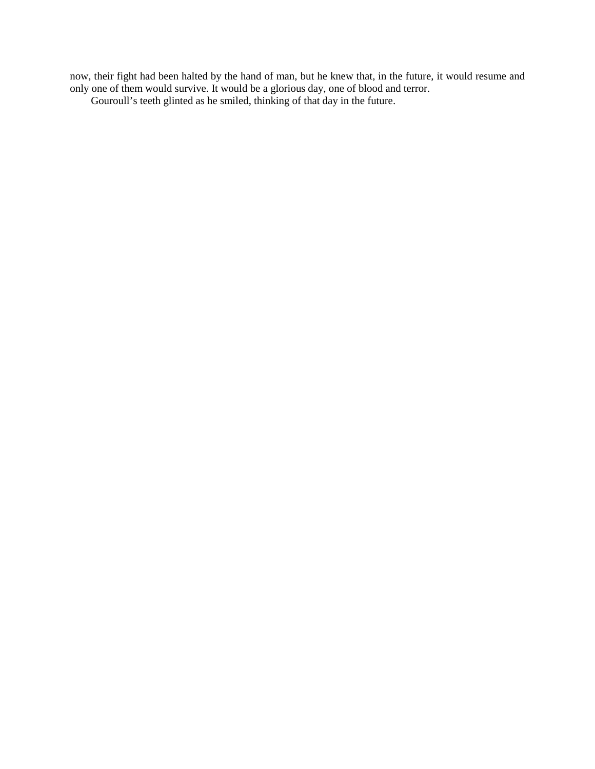now, their fight had been halted by the hand of man, but he knew that, in the future, it would resume and only one of them would survive. It would be a glorious day, one of blood and terror.

Gouroull's teeth glinted as he smiled, thinking of that day in the future.